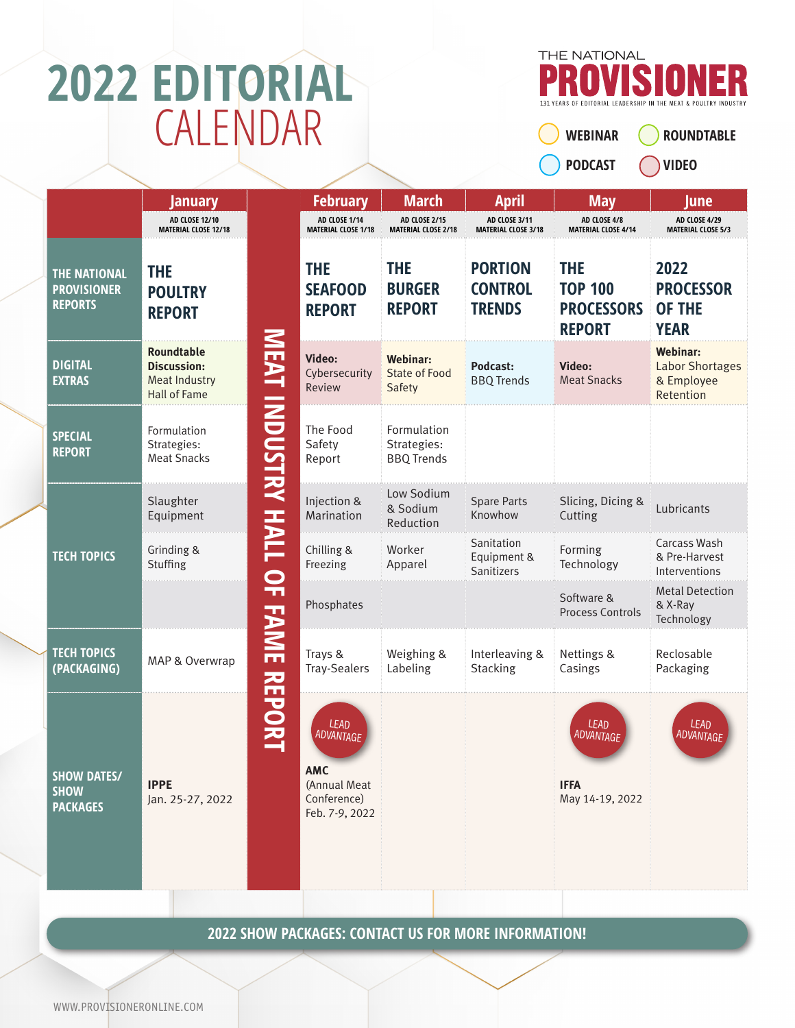# 2022 EDITORIAL CALENDAR

THE NATIONAL **PROVISIONER**

131 YEARS OF EDITORIAL LEADERSHIP IN THE MEAT & POULTRY INDUSTRY

WEBINAR · ROUNDTABLE · PODCAST · VIDEO

| | January | MEAT INDUSTRY HALL OF FAME REPORT | February | March | April | May | June |
|---|---|---|---|---|---|---|---|
| | AD CLOSE 12/10 MATERIAL CLOSE 12/18 | | AD CLOSE 1/14 MATERIAL CLOSE 1/18 | AD CLOSE 2/15 MATERIAL CLOSE 2/18 | AD CLOSE 3/11 MATERIAL CLOSE 3/18 | AD CLOSE 4/8 MATERIAL CLOSE 4/14 | AD CLOSE 4/29 MATERIAL CLOSE 5/3 |
| **THE NATIONAL PROVISIONER REPORTS** | **THE POULTRY REPORT** | | **THE SEAFOOD REPORT** | **THE BURGER REPORT** | **PORTION CONTROL TRENDS** | **THE TOP 100 PROCESSORS REPORT** | **2022 PROCESSOR OF THE YEAR** |
| **DIGITAL EXTRAS** | **Roundtable Discussion:** Meat Industry Hall of Fame | | **Video:** Cybersecurity Review | **Webinar:** State of Food Safety | **Podcast:** BBQ Trends | **Video:** Meat Snacks | **Webinar:** Labor Shortages & Employee Retention |
| **SPECIAL REPORT** | Formulation Strategies: Meat Snacks | | The Food Safety Report | Formulation Strategies: BBQ Trends | | | |
| **TECH TOPICS** | Slaughter Equipment | | Injection & Marination | Low Sodium & Sodium Reduction | Spare Parts Knowhow | Slicing, Dicing & Cutting | Lubricants |
| | Grinding & Stuffing | | Chilling & Freezing | Worker Apparel | Sanitation Equipment & Sanitizers | Forming Technology | Carcass Wash & Pre-Harvest Interventions |
| | | | Phosphates | | | Software & Process Controls | Metal Detection & X-Ray Technology |
| **TECH TOPICS (PACKAGING)** | MAP & Overwrap | | Trays & Tray-Sealers | Weighing & Labeling | Interleaving & Stacking | Nettings & Casings | Reclosable Packaging |
| **SHOW DATES/ SHOW PACKAGES** | **IPPE** Jan. 25-27, 2022 | | LEAD ADVANTAGE **AMC** (Annual Meat Conference) Feb. 7-9, 2022 | | | LEAD ADVANTAGE **IFFA** May 14-19, 2022 | LEAD ADVANTAGE |

**2022 SHOW PACKAGES: CONTACT US FOR MORE INFORMATION!**

WWW.PROVISIONERONLINE.COM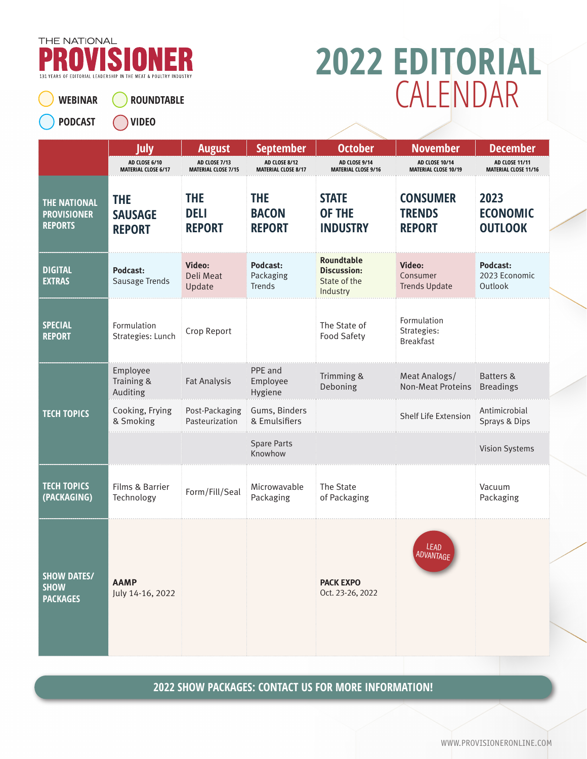THE NATIONAL

# PROVISIONER

131 YEARS OF EDITORIAL LEADERSHIP IN THE MEAT & POULTRY INDUSTRY

WEBINAR ROUNDTABLE PODCAST VIDEO

# 2022 EDITORIAL CALENDAR

| | July | August | September | October | November | December |
|---|---|---|---|---|---|---|
| | AD CLOSE 6/10 MATERIAL CLOSE 6/17 | AD CLOSE 7/13 MATERIAL CLOSE 7/15 | AD CLOSE 8/12 MATERIAL CLOSE 8/17 | AD CLOSE 9/14 MATERIAL CLOSE 9/16 | AD CLOSE 10/14 MATERIAL CLOSE 10/19 | AD CLOSE 11/11 MATERIAL CLOSE 11/16 |
| THE NATIONAL PROVISIONER REPORTS | THE SAUSAGE REPORT | THE DELI REPORT | THE BACON REPORT | STATE OF THE INDUSTRY | CONSUMER TRENDS REPORT | 2023 ECONOMIC OUTLOOK |
| DIGITAL EXTRAS | **Podcast:** Sausage Trends | **Video:** Deli Meat Update | **Podcast:** Packaging Trends | **Roundtable Discussion:** State of the Industry | **Video:** Consumer Trends Update | **Podcast:** 2023 Economic Outlook |
| SPECIAL REPORT | Formulation Strategies: Lunch | Crop Report | | The State of Food Safety | Formulation Strategies: Breakfast | |
| TECH TOPICS | Employee Training & Auditing | Fat Analysis | PPE and Employee Hygiene | Trimming & Deboning | Meat Analogs/ Non-Meat Proteins | Batters & Breadings |
| | Cooking, Frying & Smoking | Post-Packaging Pasteurization | Gums, Binders & Emulsifiers | | Shelf Life Extension | Antimicrobial Sprays & Dips |
| | | | Spare Parts Knowhow | | | Vision Systems |
| TECH TOPICS (PACKAGING) | Films & Barrier Technology | Form/Fill/Seal | Microwavable Packaging | The State of Packaging | | Vacuum Packaging |
| SHOW DATES/ SHOW PACKAGES | **AAMP** July 14-16, 2022 | | | **PACK EXPO** Oct. 23-26, 2022 | LEAD ADVANTAGE | |

**2022 SHOW PACKAGES: CONTACT US FOR MORE INFORMATION!**

WWW.PROVISIONERONLINE.COM